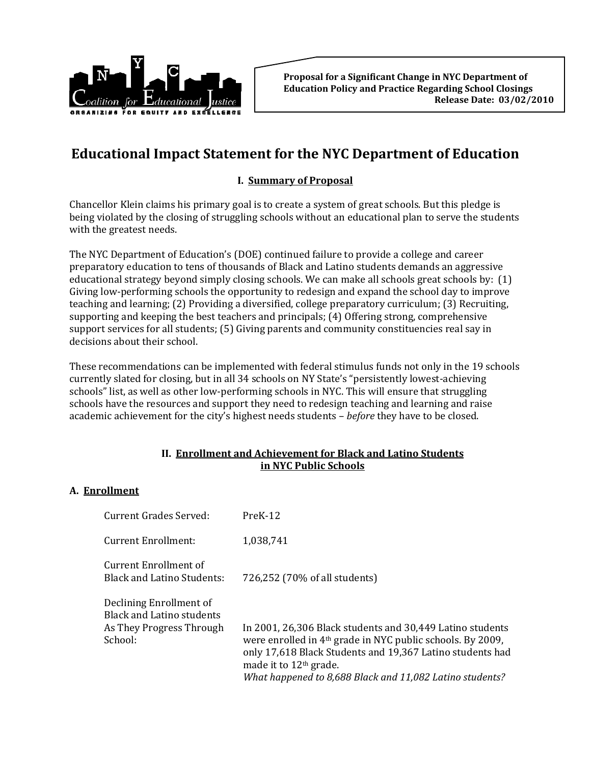NYC Coalition for Educational Justice
ORGANIZING FOR EQUITY AND EXCELLENCE

**Proposal for a Significant Change in NYC Department of Education Policy and Practice Regarding School Closings**
**Release Date: 03/02/2010**

# Educational Impact Statement for the NYC Department of Education

## I. Summary of Proposal

Chancellor Klein claims his primary goal is to create a system of great schools. But this pledge is being violated by the closing of struggling schools without an educational plan to serve the students with the greatest needs.

The NYC Department of Education's (DOE) continued failure to provide a college and career preparatory education to tens of thousands of Black and Latino students demands an aggressive educational strategy beyond simply closing schools. We can make all schools great schools by: (1) Giving low-performing schools the opportunity to redesign and expand the school day to improve teaching and learning; (2) Providing a diversified, college preparatory curriculum; (3) Recruiting, supporting and keeping the best teachers and principals; (4) Offering strong, comprehensive support services for all students; (5) Giving parents and community constituencies real say in decisions about their school.

These recommendations can be implemented with federal stimulus funds not only in the 19 schools currently slated for closing, but in all 34 schools on NY State's "persistently lowest-achieving schools" list, as well as other low-performing schools in NYC. This will ensure that struggling schools have the resources and support they need to redesign teaching and learning and raise academic achievement for the city's highest needs students – *before* they have to be closed.

## II. Enrollment and Achievement for Black and Latino Students in NYC Public Schools

### A. Enrollment

| | |
|---|---|
| Current Grades Served: | PreK-12 |
| Current Enrollment: | 1,038,741 |
| Current Enrollment of Black and Latino Students: | 726,252 (70% of all students) |
| Declining Enrollment of Black and Latino students As They Progress Through School: | In 2001, 26,306 Black students and 30,449 Latino students were enrolled in 4th grade in NYC public schools. By 2009, only 17,618 Black Students and 19,367 Latino students had made it to 12th grade. *What happened to 8,688 Black and 11,082 Latino students?* |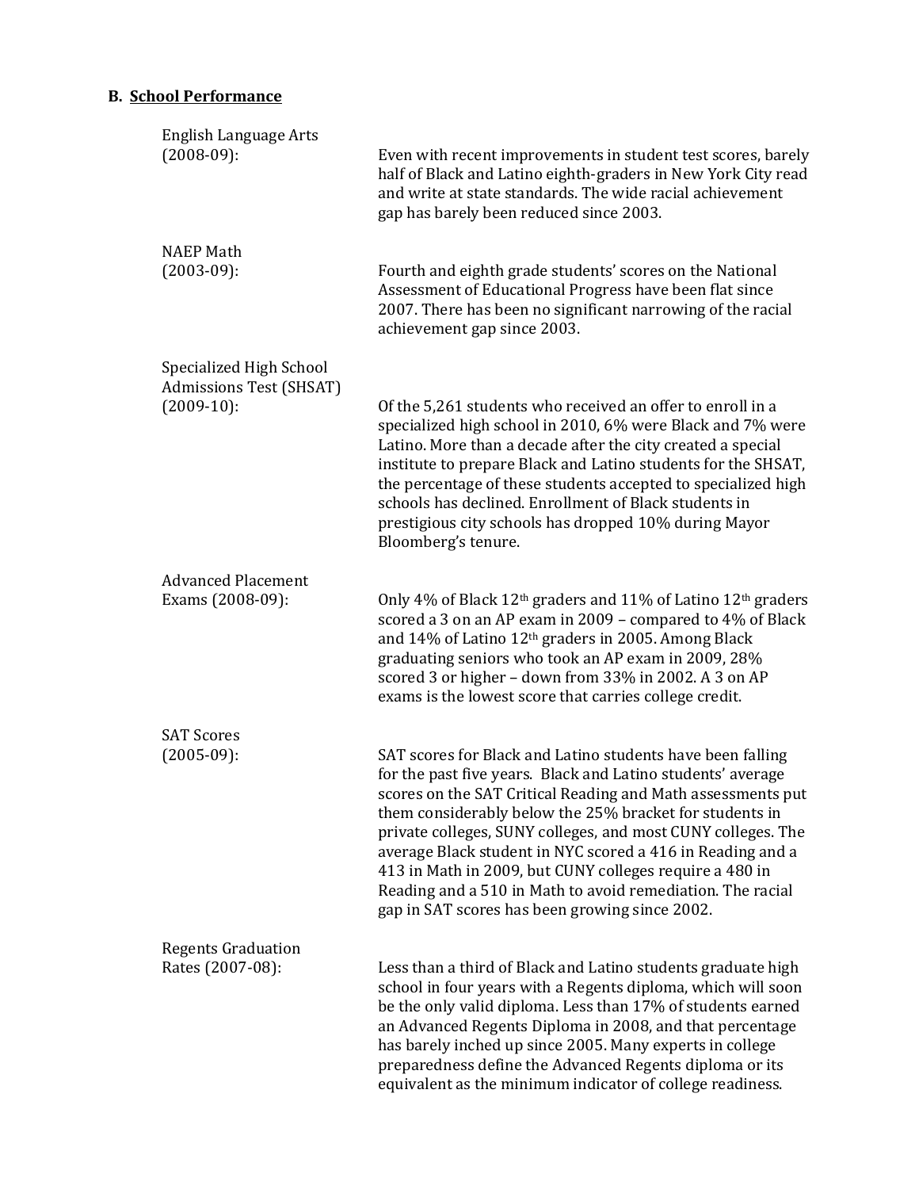## B. School Performance

| | |
|---|---|
| English Language Arts (2008-09): | Even with recent improvements in student test scores, barely half of Black and Latino eighth-graders in New York City read and write at state standards. The wide racial achievement gap has barely been reduced since 2003. |
| NAEP Math (2003-09): | Fourth and eighth grade students' scores on the National Assessment of Educational Progress have been flat since 2007. There has been no significant narrowing of the racial achievement gap since 2003. |
| Specialized High School Admissions Test (SHSAT) (2009-10): | Of the 5,261 students who received an offer to enroll in a specialized high school in 2010, 6% were Black and 7% were Latino. More than a decade after the city created a special institute to prepare Black and Latino students for the SHSAT, the percentage of these students accepted to specialized high schools has declined. Enrollment of Black students in prestigious city schools has dropped 10% during Mayor Bloomberg's tenure. |
| Advanced Placement Exams (2008-09): | Only 4% of Black 12th graders and 11% of Latino 12th graders scored a 3 on an AP exam in 2009 – compared to 4% of Black and 14% of Latino 12th graders in 2005. Among Black graduating seniors who took an AP exam in 2009, 28% scored 3 or higher – down from 33% in 2002. A 3 on AP exams is the lowest score that carries college credit. |
| SAT Scores (2005-09): | SAT scores for Black and Latino students have been falling for the past five years. Black and Latino students' average scores on the SAT Critical Reading and Math assessments put them considerably below the 25% bracket for students in private colleges, SUNY colleges, and most CUNY colleges. The average Black student in NYC scored a 416 in Reading and a 413 in Math in 2009, but CUNY colleges require a 480 in Reading and a 510 in Math to avoid remediation. The racial gap in SAT scores has been growing since 2002. |
| Regents Graduation Rates (2007-08): | Less than a third of Black and Latino students graduate high school in four years with a Regents diploma, which will soon be the only valid diploma. Less than 17% of students earned an Advanced Regents Diploma in 2008, and that percentage has barely inched up since 2005. Many experts in college preparedness define the Advanced Regents diploma or its equivalent as the minimum indicator of college readiness. |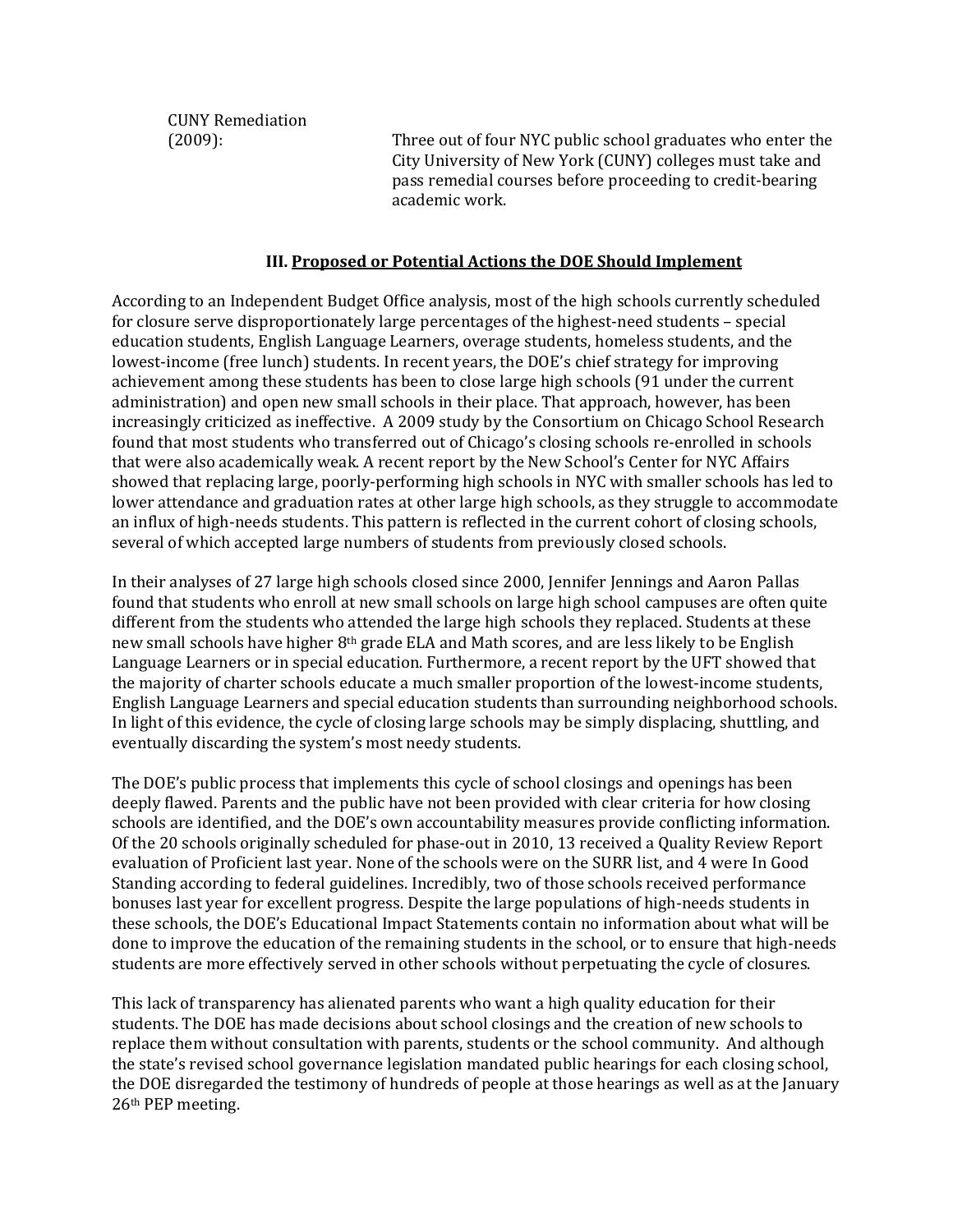CUNY Remediation (2009): Three out of four NYC public school graduates who enter the City University of New York (CUNY) colleges must take and pass remedial courses before proceeding to credit-bearing academic work.

### III. Proposed or Potential Actions the DOE Should Implement

According to an Independent Budget Office analysis, most of the high schools currently scheduled for closure serve disproportionately large percentages of the highest-need students – special education students, English Language Learners, overage students, homeless students, and the lowest-income (free lunch) students. In recent years, the DOE's chief strategy for improving achievement among these students has been to close large high schools (91 under the current administration) and open new small schools in their place. That approach, however, has been increasingly criticized as ineffective. A 2009 study by the Consortium on Chicago School Research found that most students who transferred out of Chicago's closing schools re-enrolled in schools that were also academically weak. A recent report by the New School's Center for NYC Affairs showed that replacing large, poorly-performing high schools in NYC with smaller schools has led to lower attendance and graduation rates at other large high schools, as they struggle to accommodate an influx of high-needs students. This pattern is reflected in the current cohort of closing schools, several of which accepted large numbers of students from previously closed schools.

In their analyses of 27 large high schools closed since 2000, Jennifer Jennings and Aaron Pallas found that students who enroll at new small schools on large high school campuses are often quite different from the students who attended the large high schools they replaced. Students at these new small schools have higher 8th grade ELA and Math scores, and are less likely to be English Language Learners or in special education. Furthermore, a recent report by the UFT showed that the majority of charter schools educate a much smaller proportion of the lowest-income students, English Language Learners and special education students than surrounding neighborhood schools. In light of this evidence, the cycle of closing large schools may be simply displacing, shuttling, and eventually discarding the system's most needy students.

The DOE's public process that implements this cycle of school closings and openings has been deeply flawed. Parents and the public have not been provided with clear criteria for how closing schools are identified, and the DOE's own accountability measures provide conflicting information. Of the 20 schools originally scheduled for phase-out in 2010, 13 received a Quality Review Report evaluation of Proficient last year. None of the schools were on the SURR list, and 4 were In Good Standing according to federal guidelines. Incredibly, two of those schools received performance bonuses last year for excellent progress. Despite the large populations of high-needs students in these schools, the DOE's Educational Impact Statements contain no information about what will be done to improve the education of the remaining students in the school, or to ensure that high-needs students are more effectively served in other schools without perpetuating the cycle of closures.

This lack of transparency has alienated parents who want a high quality education for their students. The DOE has made decisions about school closings and the creation of new schools to replace them without consultation with parents, students or the school community. And although the state's revised school governance legislation mandated public hearings for each closing school, the DOE disregarded the testimony of hundreds of people at those hearings as well as at the January 26th PEP meeting.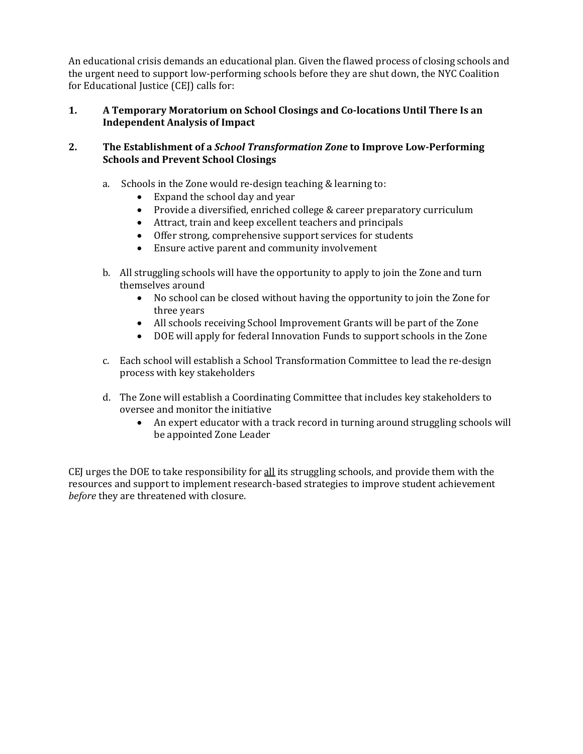An educational crisis demands an educational plan. Given the flawed process of closing schools and the urgent need to support low-performing schools before they are shut down, the NYC Coalition for Educational Justice (CEJ) calls for:

1. **A Temporary Moratorium on School Closings and Co-locations Until There Is an Independent Analysis of Impact**

2. **The Establishment of a *School Transformation Zone* to Improve Low-Performing Schools and Prevent School Closings**

   a. Schools in the Zone would re-design teaching & learning to:
      - Expand the school day and year
      - Provide a diversified, enriched college & career preparatory curriculum
      - Attract, train and keep excellent teachers and principals
      - Offer strong, comprehensive support services for students
      - Ensure active parent and community involvement

   b. All struggling schools will have the opportunity to apply to join the Zone and turn themselves around
      - No school can be closed without having the opportunity to join the Zone for three years
      - All schools receiving School Improvement Grants will be part of the Zone
      - DOE will apply for federal Innovation Funds to support schools in the Zone

   c. Each school will establish a School Transformation Committee to lead the re-design process with key stakeholders

   d. The Zone will establish a Coordinating Committee that includes key stakeholders to oversee and monitor the initiative
      - An expert educator with a track record in turning around struggling schools will be appointed Zone Leader

CEJ urges the DOE to take responsibility for <u>all</u> its struggling schools, and provide them with the resources and support to implement research-based strategies to improve student achievement *before* they are threatened with closure.